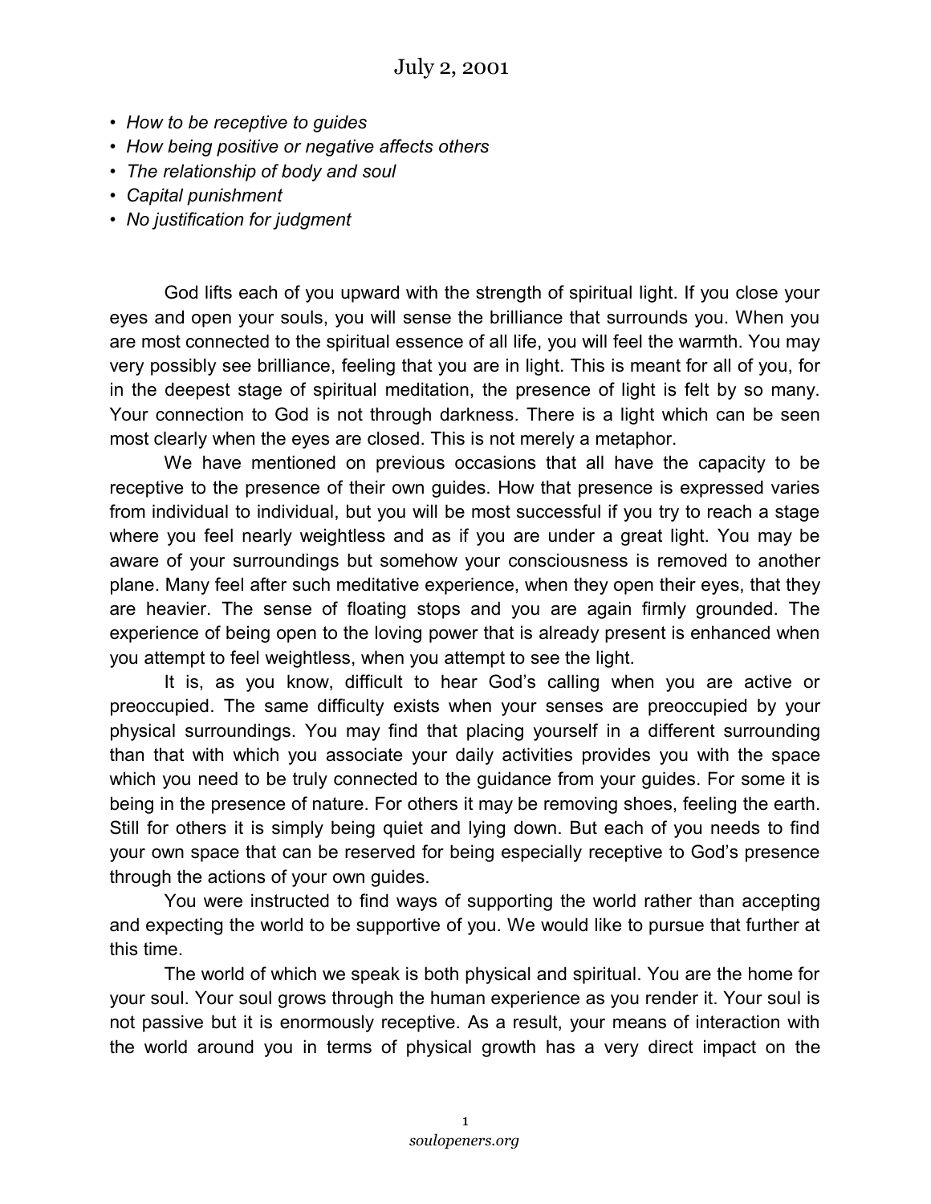# July 2, 2001

- *How to be receptive to guides*
- *How being positive or negative affects others*
- *The relationship of body and soul*
- *Capital punishment*
- *No justification for judgment*

God lifts each of you upward with the strength of spiritual light. If you close your eyes and open your souls, you will sense the brilliance that surrounds you. When you are most connected to the spiritual essence of all life, you will feel the warmth. You may very possibly see brilliance, feeling that you are in light. This is meant for all of you, for in the deepest stage of spiritual meditation, the presence of light is felt by so many. Your connection to God is not through darkness. There is a light which can be seen most clearly when the eyes are closed. This is not merely a metaphor.

We have mentioned on previous occasions that all have the capacity to be receptive to the presence of their own guides. How that presence is expressed varies from individual to individual, but you will be most successful if you try to reach a stage where you feel nearly weightless and as if you are under a great light. You may be aware of your surroundings but somehow your consciousness is removed to another plane. Many feel after such meditative experience, when they open their eyes, that they are heavier. The sense of floating stops and you are again firmly grounded. The experience of being open to the loving power that is already present is enhanced when you attempt to feel weightless, when you attempt to see the light.

It is, as you know, difficult to hear God's calling when you are active or preoccupied. The same difficulty exists when your senses are preoccupied by your physical surroundings. You may find that placing yourself in a different surrounding than that with which you associate your daily activities provides you with the space which you need to be truly connected to the guidance from your guides. For some it is being in the presence of nature. For others it may be removing shoes, feeling the earth. Still for others it is simply being quiet and lying down. But each of you needs to find your own space that can be reserved for being especially receptive to God's presence through the actions of your own guides.

You were instructed to find ways of supporting the world rather than accepting and expecting the world to be supportive of you. We would like to pursue that further at this time.

The world of which we speak is both physical and spiritual. You are the home for your soul. Your soul grows through the human experience as you render it. Your soul is not passive but it is enormously receptive. As a result, your means of interaction with the world around you in terms of physical growth has a very direct impact on the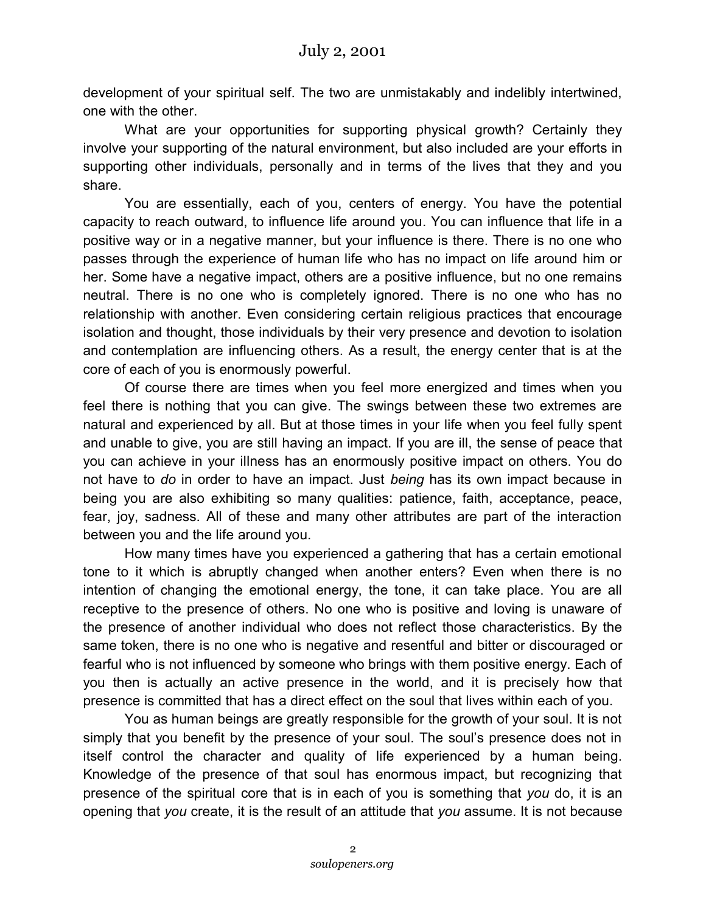development of your spiritual self. The two are unmistakably and indelibly intertwined, one with the other.

What are your opportunities for supporting physical growth? Certainly they involve your supporting of the natural environment, but also included are your efforts in supporting other individuals, personally and in terms of the lives that they and you share.

You are essentially, each of you, centers of energy. You have the potential capacity to reach outward, to influence life around you. You can influence that life in a positive way or in a negative manner, but your influence is there. There is no one who passes through the experience of human life who has no impact on life around him or her. Some have a negative impact, others are a positive influence, but no one remains neutral. There is no one who is completely ignored. There is no one who has no relationship with another. Even considering certain religious practices that encourage isolation and thought, those individuals by their very presence and devotion to isolation and contemplation are influencing others. As a result, the energy center that is at the core of each of you is enormously powerful.

Of course there are times when you feel more energized and times when you feel there is nothing that you can give. The swings between these two extremes are natural and experienced by all. But at those times in your life when you feel fully spent and unable to give, you are still having an impact. If you are ill, the sense of peace that you can achieve in your illness has an enormously positive impact on others. You do not have to *do* in order to have an impact. Just *being* has its own impact because in being you are also exhibiting so many qualities: patience, faith, acceptance, peace, fear, joy, sadness. All of these and many other attributes are part of the interaction between you and the life around you.

How many times have you experienced a gathering that has a certain emotional tone to it which is abruptly changed when another enters? Even when there is no intention of changing the emotional energy, the tone, it can take place. You are all receptive to the presence of others. No one who is positive and loving is unaware of the presence of another individual who does not reflect those characteristics. By the same token, there is no one who is negative and resentful and bitter or discouraged or fearful who is not influenced by someone who brings with them positive energy. Each of you then is actually an active presence in the world, and it is precisely how that presence is committed that has a direct effect on the soul that lives within each of you.

You as human beings are greatly responsible for the growth of your soul. It is not simply that you benefit by the presence of your soul. The soul's presence does not in itself control the character and quality of life experienced by a human being. Knowledge of the presence of that soul has enormous impact, but recognizing that presence of the spiritual core that is in each of you is something that *you* do, it is an opening that *you* create, it is the result of an attitude that *you* assume. It is not because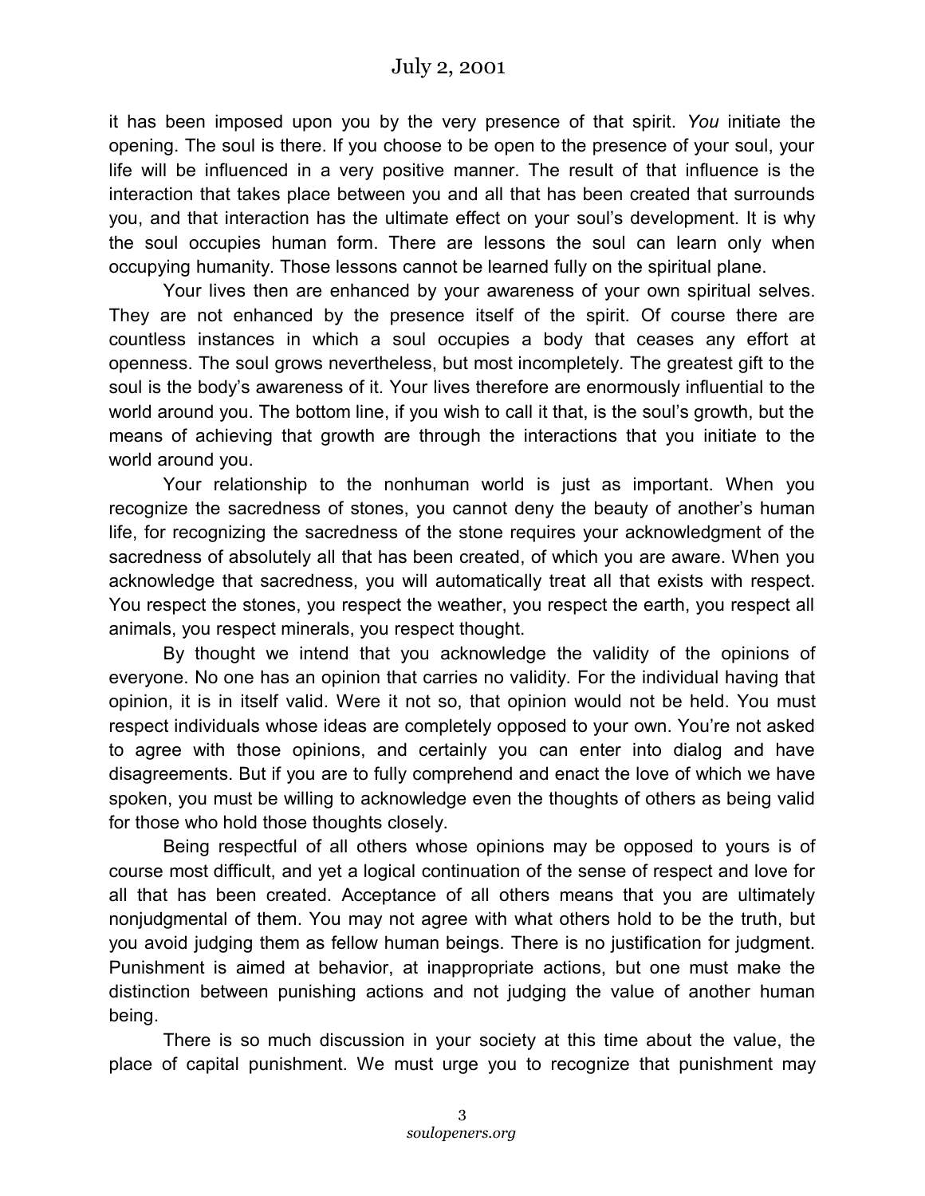it has been imposed upon you by the very presence of that spirit. *You* initiate the opening. The soul is there. If you choose to be open to the presence of your soul, your life will be influenced in a very positive manner. The result of that influence is the interaction that takes place between you and all that has been created that surrounds you, and that interaction has the ultimate effect on your soul's development. It is why the soul occupies human form. There are lessons the soul can learn only when occupying humanity. Those lessons cannot be learned fully on the spiritual plane.

Your lives then are enhanced by your awareness of your own spiritual selves. They are not enhanced by the presence itself of the spirit. Of course there are countless instances in which a soul occupies a body that ceases any effort at openness. The soul grows nevertheless, but most incompletely. The greatest gift to the soul is the body's awareness of it. Your lives therefore are enormously influential to the world around you. The bottom line, if you wish to call it that, is the soul's growth, but the means of achieving that growth are through the interactions that you initiate to the world around you.

Your relationship to the nonhuman world is just as important. When you recognize the sacredness of stones, you cannot deny the beauty of another's human life, for recognizing the sacredness of the stone requires your acknowledgment of the sacredness of absolutely all that has been created, of which you are aware. When you acknowledge that sacredness, you will automatically treat all that exists with respect. You respect the stones, you respect the weather, you respect the earth, you respect all animals, you respect minerals, you respect thought.

By thought we intend that you acknowledge the validity of the opinions of everyone. No one has an opinion that carries no validity. For the individual having that opinion, it is in itself valid. Were it not so, that opinion would not be held. You must respect individuals whose ideas are completely opposed to your own. You're not asked to agree with those opinions, and certainly you can enter into dialog and have disagreements. But if you are to fully comprehend and enact the love of which we have spoken, you must be willing to acknowledge even the thoughts of others as being valid for those who hold those thoughts closely.

Being respectful of all others whose opinions may be opposed to yours is of course most difficult, and yet a logical continuation of the sense of respect and love for all that has been created. Acceptance of all others means that you are ultimately nonjudgmental of them. You may not agree with what others hold to be the truth, but you avoid judging them as fellow human beings. There is no justification for judgment. Punishment is aimed at behavior, at inappropriate actions, but one must make the distinction between punishing actions and not judging the value of another human being.

There is so much discussion in your society at this time about the value, the place of capital punishment. We must urge you to recognize that punishment may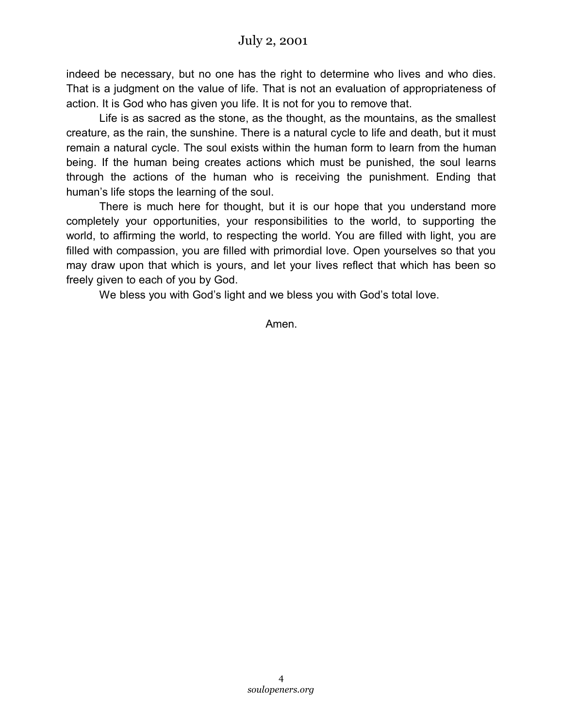indeed be necessary, but no one has the right to determine who lives and who dies. That is a judgment on the value of life. That is not an evaluation of appropriateness of action. It is God who has given you life. It is not for you to remove that.

Life is as sacred as the stone, as the thought, as the mountains, as the smallest creature, as the rain, the sunshine. There is a natural cycle to life and death, but it must remain a natural cycle. The soul exists within the human form to learn from the human being. If the human being creates actions which must be punished, the soul learns through the actions of the human who is receiving the punishment. Ending that human's life stops the learning of the soul.

There is much here for thought, but it is our hope that you understand more completely your opportunities, your responsibilities to the world, to supporting the world, to affirming the world, to respecting the world. You are filled with light, you are filled with compassion, you are filled with primordial love. Open yourselves so that you may draw upon that which is yours, and let your lives reflect that which has been so freely given to each of you by God.

We bless you with God's light and we bless you with God's total love.

Amen.